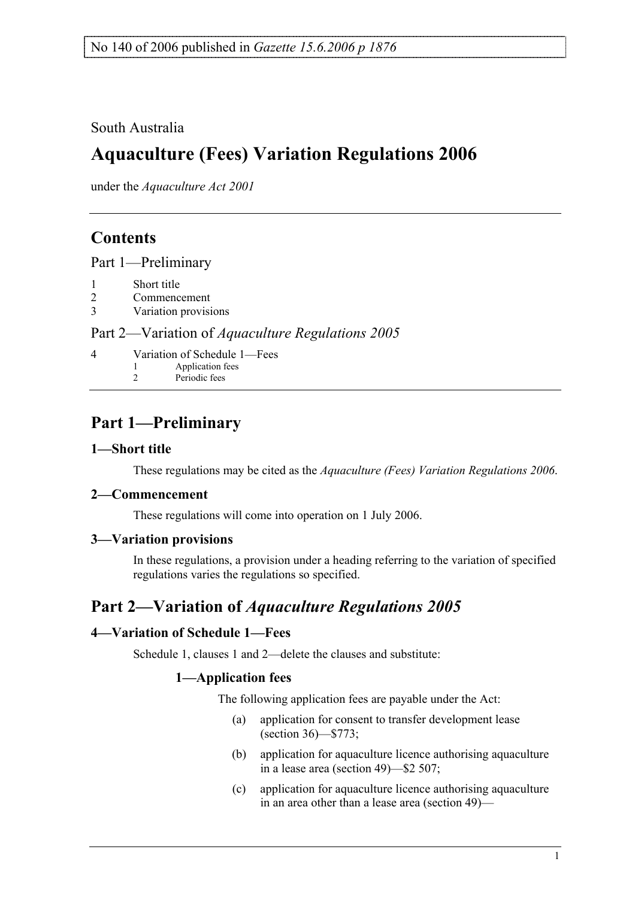No 140 of 2006 published in *Gazette 15.6.2006 p 1876*

South Australia

# Aquaculture (Fees) Variation Regulations 2006

under the *Aquaculture Act 2001*

## Contents

Part 1—Preliminary

1 Short title
2 Commencement
3 Variation provisions

Part 2—Variation of *Aquaculture Regulations 2005*

4 Variation of Schedule 1—Fees
  1 Application fees
  2 Periodic fees

## Part 1—Preliminary

### 1—Short title

These regulations may be cited as the *Aquaculture (Fees) Variation Regulations 2006*.

### 2—Commencement

These regulations will come into operation on 1 July 2006.

### 3—Variation provisions

In these regulations, a provision under a heading referring to the variation of specified regulations varies the regulations so specified.

## Part 2—Variation of *Aquaculture Regulations 2005*

### 4—Variation of Schedule 1—Fees

Schedule 1, clauses 1 and 2—delete the clauses and substitute:

#### 1—Application fees

The following application fees are payable under the Act:

(a) application for consent to transfer development lease (section 36)—$773;

(b) application for aquaculture licence authorising aquaculture in a lease area (section 49)—$2 507;

(c) application for aquaculture licence authorising aquaculture in an area other than a lease area (section 49)—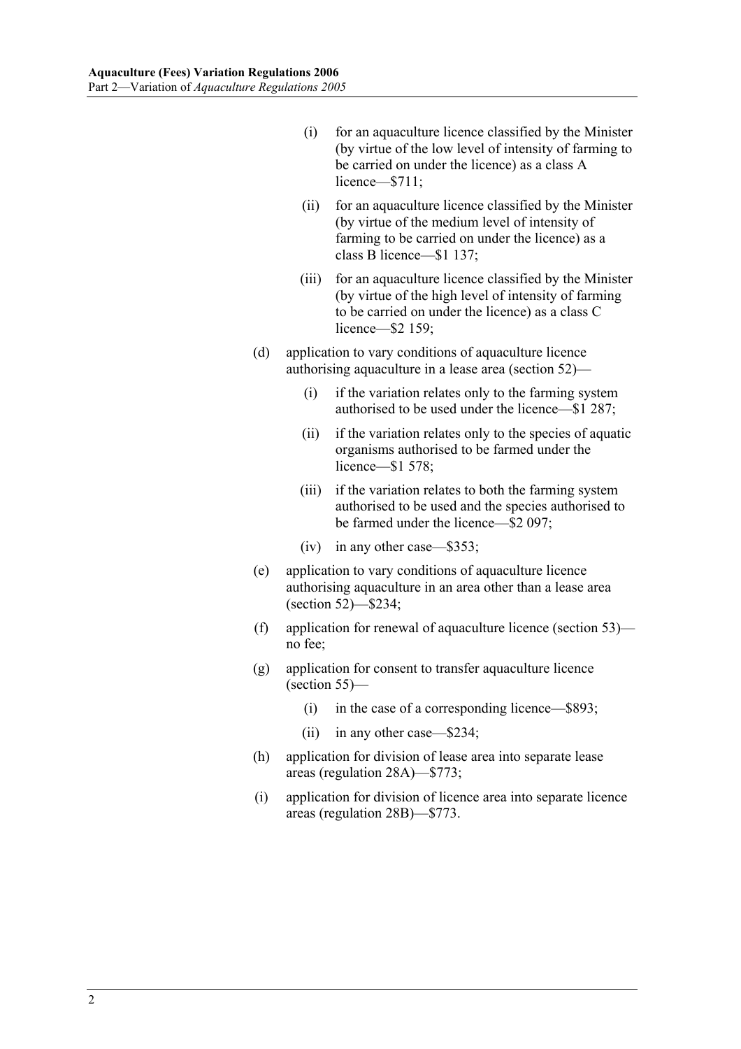(i) for an aquaculture licence classified by the Minister (by virtue of the low level of intensity of farming to be carried on under the licence) as a class A licence—$711;

(ii) for an aquaculture licence classified by the Minister (by virtue of the medium level of intensity of farming to be carried on under the licence) as a class B licence—$1 137;

(iii) for an aquaculture licence classified by the Minister (by virtue of the high level of intensity of farming to be carried on under the licence) as a class C licence—$2 159;

(d) application to vary conditions of aquaculture licence authorising aquaculture in a lease area (section 52)—

(i) if the variation relates only to the farming system authorised to be used under the licence—$1 287;

(ii) if the variation relates only to the species of aquatic organisms authorised to be farmed under the licence—$1 578;

(iii) if the variation relates to both the farming system authorised to be used and the species authorised to be farmed under the licence—$2 097;

(iv) in any other case—$353;

(e) application to vary conditions of aquaculture licence authorising aquaculture in an area other than a lease area (section 52)—$234;

(f) application for renewal of aquaculture licence (section 53)—no fee;

(g) application for consent to transfer aquaculture licence (section 55)—

(i) in the case of a corresponding licence—$893;

(ii) in any other case—$234;

(h) application for division of lease area into separate lease areas (regulation 28A)—$773;

(i) application for division of licence area into separate licence areas (regulation 28B)—$773.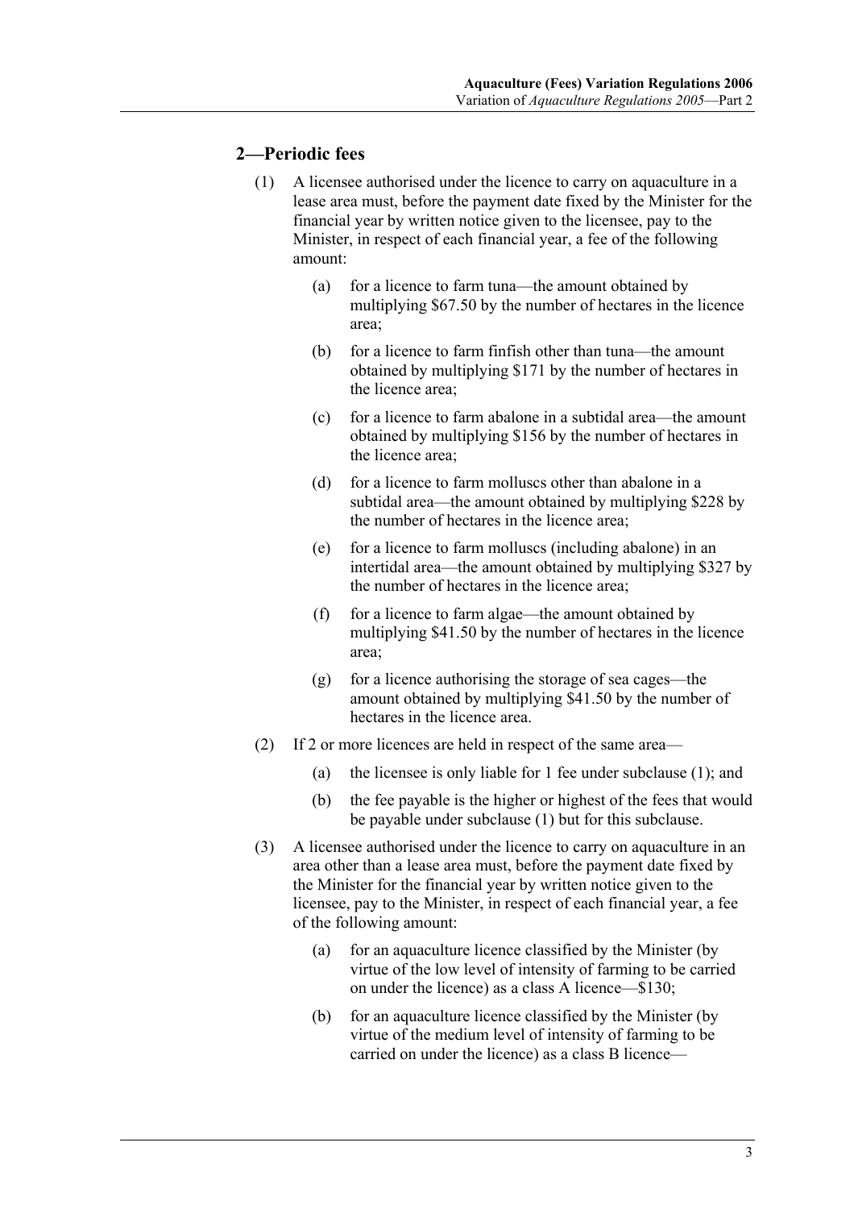## 2—Periodic fees

(1) A licensee authorised under the licence to carry on aquaculture in a lease area must, before the payment date fixed by the Minister for the financial year by written notice given to the licensee, pay to the Minister, in respect of each financial year, a fee of the following amount:

(a) for a licence to farm tuna—the amount obtained by multiplying $67.50 by the number of hectares in the licence area;

(b) for a licence to farm finfish other than tuna—the amount obtained by multiplying $171 by the number of hectares in the licence area;

(c) for a licence to farm abalone in a subtidal area—the amount obtained by multiplying $156 by the number of hectares in the licence area;

(d) for a licence to farm molluscs other than abalone in a subtidal area—the amount obtained by multiplying $228 by the number of hectares in the licence area;

(e) for a licence to farm molluscs (including abalone) in an intertidal area—the amount obtained by multiplying $327 by the number of hectares in the licence area;

(f) for a licence to farm algae—the amount obtained by multiplying $41.50 by the number of hectares in the licence area;

(g) for a licence authorising the storage of sea cages—the amount obtained by multiplying $41.50 by the number of hectares in the licence area.

(2) If 2 or more licences are held in respect of the same area—

(a) the licensee is only liable for 1 fee under subclause (1); and

(b) the fee payable is the higher or highest of the fees that would be payable under subclause (1) but for this subclause.

(3) A licensee authorised under the licence to carry on aquaculture in an area other than a lease area must, before the payment date fixed by the Minister for the financial year by written notice given to the licensee, pay to the Minister, in respect of each financial year, a fee of the following amount:

(a) for an aquaculture licence classified by the Minister (by virtue of the low level of intensity of farming to be carried on under the licence) as a class A licence—$130;

(b) for an aquaculture licence classified by the Minister (by virtue of the medium level of intensity of farming to be carried on under the licence) as a class B licence—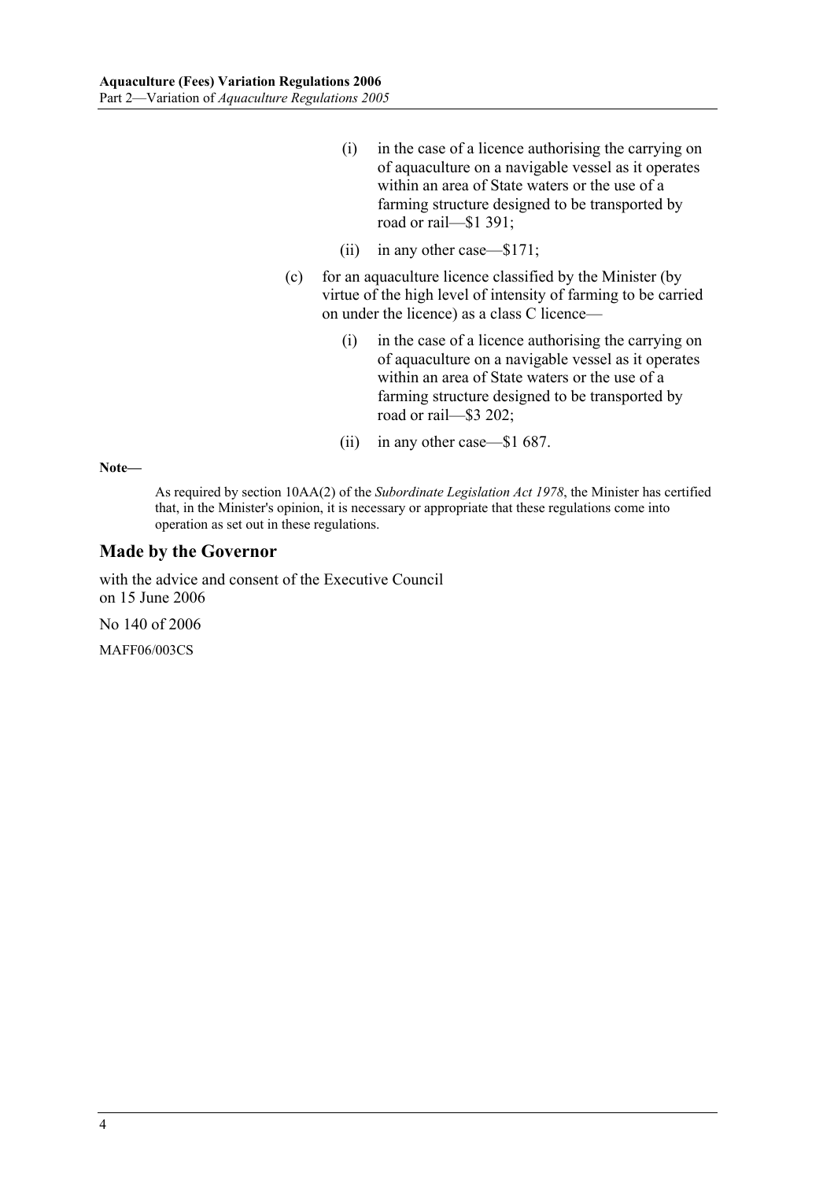(i) in the case of a licence authorising the carrying on of aquaculture on a navigable vessel as it operates within an area of State waters or the use of a farming structure designed to be transported by road or rail—$1 391;

(ii) in any other case—$171;

(c) for an aquaculture licence classified by the Minister (by virtue of the high level of intensity of farming to be carried on under the licence) as a class C licence—

(i) in the case of a licence authorising the carrying on of aquaculture on a navigable vessel as it operates within an area of State waters or the use of a farming structure designed to be transported by road or rail—$3 202;

(ii) in any other case—$1 687.

**Note—**

As required by section 10AA(2) of the *Subordinate Legislation Act 1978*, the Minister has certified that, in the Minister's opinion, it is necessary or appropriate that these regulations come into operation as set out in these regulations.

## Made by the Governor

with the advice and consent of the Executive Council
on 15 June 2006

No 140 of 2006

MAFF06/003CS